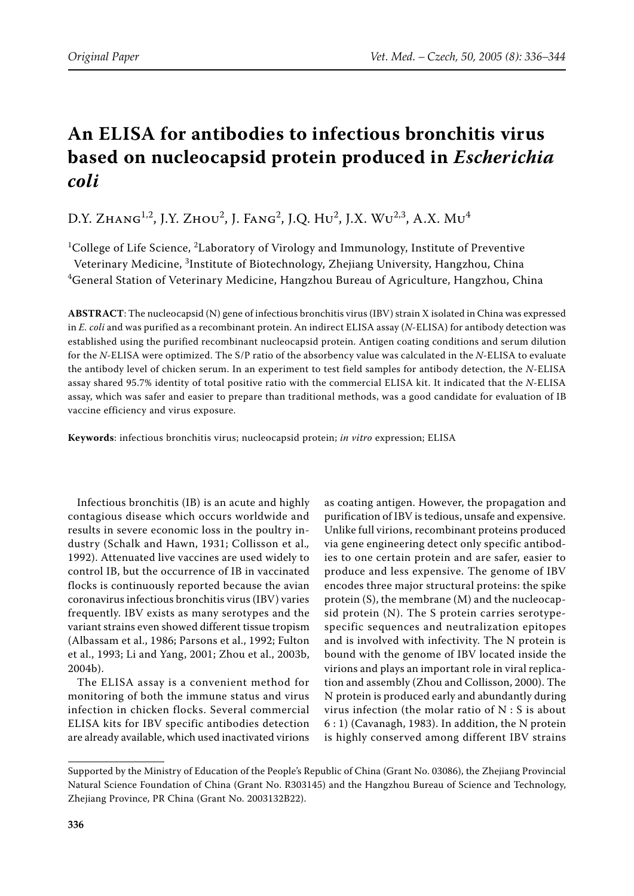# An ELISA for antibodies to infectious bronchitis virus based on nucleocapsid protein produced in *Escherichia coli*

D.Y. Zhang[1,2], J.Y. Zhou[2], J. Fang[2], J.Q. Hu[2], J.X. Wu[2,3], A.X. Mu[4]

[1]College of Life Science, [2]Laboratory of Virology and Immunology, Institute of Preventive Veterinary Medicine, [3]Institute of Biotechnology, Zhejiang University, Hangzhou, China
[4]General Station of Veterinary Medicine, Hangzhou Bureau of Agriculture, Hangzhou, China

**ABSTRACT**: The nucleocapsid (N) gene of infectious bronchitis virus (IBV) strain X isolated in China was expressed in *E. coli* and was purified as a recombinant protein. An indirect ELISA assay (*N*-ELISA) for antibody detection was established using the purified recombinant nucleocapsid protein. Antigen coating conditions and serum dilution for the *N*-ELISA were optimized. The S/P ratio of the absorbency value was calculated in the *N*-ELISA to evaluate the antibody level of chicken serum. In an experiment to test field samples for antibody detection, the *N*-ELISA assay shared 95.7% identity of total positive ratio with the commercial ELISA kit. It indicated that the *N*-ELISA assay, which was safer and easier to prepare than traditional methods, was a good candidate for evaluation of IB vaccine efficiency and virus exposure.

**Keywords**: infectious bronchitis virus; nucleocapsid protein; *in vitro* expression; ELISA

Infectious bronchitis (IB) is an acute and highly contagious disease which occurs worldwide and results in severe economic loss in the poultry industry (Schalk and Hawn, 1931; Collisson et al., 1992). Attenuated live vaccines are used widely to control IB, but the occurrence of IB in vaccinated flocks is continuously reported because the avian coronavirus infectious bronchitis virus (IBV) varies frequently. IBV exists as many serotypes and the variant strains even showed different tissue tropism (Albassam et al., 1986; Parsons et al., 1992; Fulton et al., 1993; Li and Yang, 2001; Zhou et al., 2003b, 2004b).

The ELISA assay is a convenient method for monitoring of both the immune status and virus infection in chicken flocks. Several commercial ELISA kits for IBV specific antibodies detection are already available, which used inactivated virions as coating antigen. However, the propagation and purification of IBV is tedious, unsafe and expensive. Unlike full virions, recombinant proteins produced via gene engineering detect only specific antibodies to one certain protein and are safer, easier to produce and less expensive. The genome of IBV encodes three major structural proteins: the spike protein (S), the membrane (M) and the nucleocapsid protein (N). The S protein carries serotype-specific sequences and neutralization epitopes and is involved with infectivity. The N protein is bound with the genome of IBV located inside the virions and plays an important role in viral replication and assembly (Zhou and Collisson, 2000). The N protein is produced early and abundantly during virus infection (the molar ratio of N : S is about 6 : 1) (Cavanagh, 1983). In addition, the N protein is highly conserved among different IBV strains

Supported by the Ministry of Education of the People's Republic of China (Grant No. 03086), the Zhejiang Provincial Natural Science Foundation of China (Grant No. R303145) and the Hangzhou Bureau of Science and Technology, Zhejiang Province, PR China (Grant No. 2003132B22).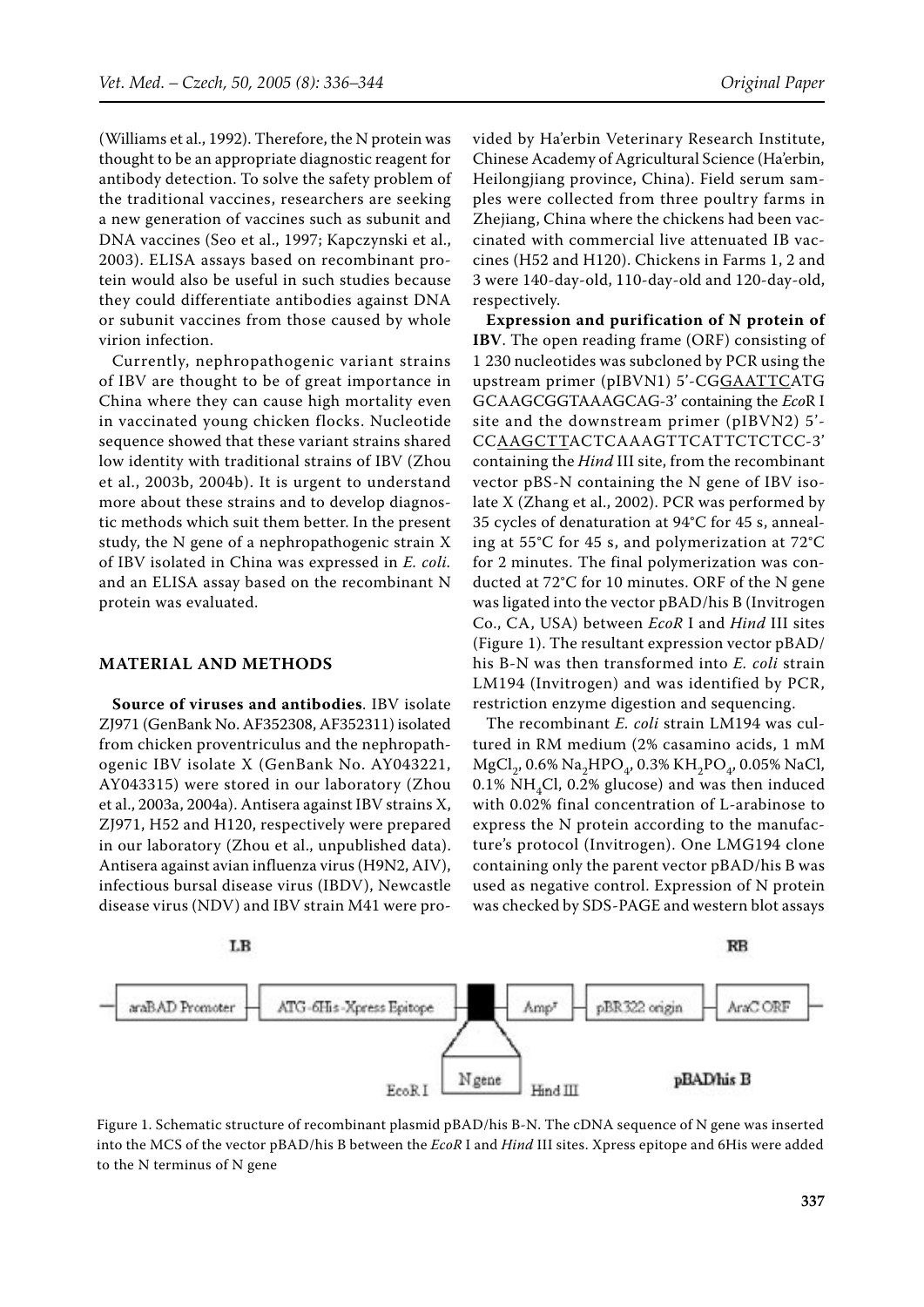(Williams et al., 1992). Therefore, the N protein was thought to be an appropriate diagnostic reagent for antibody detection. To solve the safety problem of the traditional vaccines, researchers are seeking a new generation of vaccines such as subunit and DNA vaccines (Seo et al., 1997; Kapczynski et al., 2003). ELISA assays based on recombinant protein would also be useful in such studies because they could differentiate antibodies against DNA or subunit vaccines from those caused by whole virion infection.

Currently, nephropathogenic variant strains of IBV are thought to be of great importance in China where they can cause high mortality even in vaccinated young chicken flocks. Nucleotide sequence showed that these variant strains shared low identity with traditional strains of IBV (Zhou et al., 2003b, 2004b). It is urgent to understand more about these strains and to develop diagnostic methods which suit them better. In the present study, the N gene of a nephropathogenic strain X of IBV isolated in China was expressed in *E. coli.* and an ELISA assay based on the recombinant N protein was evaluated.

## MATERIAL AND METHODS

**Source of viruses and antibodies**. IBV isolate ZJ971 (GenBank No. AF352308, AF352311) isolated from chicken proventriculus and the nephropathogenic IBV isolate X (GenBank No. AY043221, AY043315) were stored in our laboratory (Zhou et al., 2003a, 2004a). Antisera against IBV strains X, ZJ971, H52 and H120, respectively were prepared in our laboratory (Zhou et al., unpublished data). Antisera against avian influenza virus (H9N2, AIV), infectious bursal disease virus (IBDV), Newcastle disease virus (NDV) and IBV strain M41 were provided by Ha'erbin Veterinary Research Institute, Chinese Academy of Agricultural Science (Ha'erbin, Heilongjiang province, China). Field serum samples were collected from three poultry farms in Zhejiang, China where the chickens had been vaccinated with commercial live attenuated IB vaccines (H52 and H120). Chickens in Farms 1, 2 and 3 were 140-day-old, 110-day-old and 120-day-old, respectively.

**Expression and purification of N protein of IBV**. The open reading frame (ORF) consisting of 1 230 nucleotides was subcloned by PCR using the upstream primer (pIBVN1) 5'-CGGAATTCATGGCAAGCGGTAAAGCAG-3' containing the *Eco*R I site and the downstream primer (pIBVN2) 5'-CCAAGCTTACTCAAAGTTCATTCTCTCC-3' containing the *Hind* III site, from the recombinant vector pBS-N containing the N gene of IBV isolate X (Zhang et al., 2002). PCR was performed by 35 cycles of denaturation at 94°C for 45 s, annealing at 55°C for 45 s, and polymerization at 72°C for 2 minutes. The final polymerization was conducted at 72°C for 10 minutes. ORF of the N gene was ligated into the vector pBAD/his B (Invitrogen Co., CA, USA) between *EcoR* I and *Hind* III sites (Figure 1). The resultant expression vector pBAD/his B-N was then transformed into *E. coli* strain LM194 (Invitrogen) and was identified by PCR, restriction enzyme digestion and sequencing.

The recombinant *E. coli* strain LM194 was cultured in RM medium (2% casamino acids, 1 mM $MgCl_2$, 0.6% $Na_2HPO_4$, 0.3% $KH_2PO_4$, 0.05% NaCl, 0.1% $NH_4Cl$, 0.2% glucose) and was then induced with 0.02% final concentration of L-arabinose to express the N protein according to the manufacture's protocol (Invitrogen). One LMG194 clone containing only the parent vector pBAD/his B was used as negative control. Expression of N protein was checked by SDS-PAGE and western blot assays

LB | araBAD Promoter | ATG-6His-Xpress Epitope | N gene | Amp^r | pBR322 origin | AraC ORF | RB

EcoR I — N gene — Hind III — pBAD/his B

Figure 1. Schematic structure of recombinant plasmid pBAD/his B-N. The cDNA sequence of N gene was inserted into the MCS of the vector pBAD/his B between the *EcoR* I and *Hind* III sites. Xpress epitope and 6His were added to the N terminus of N gene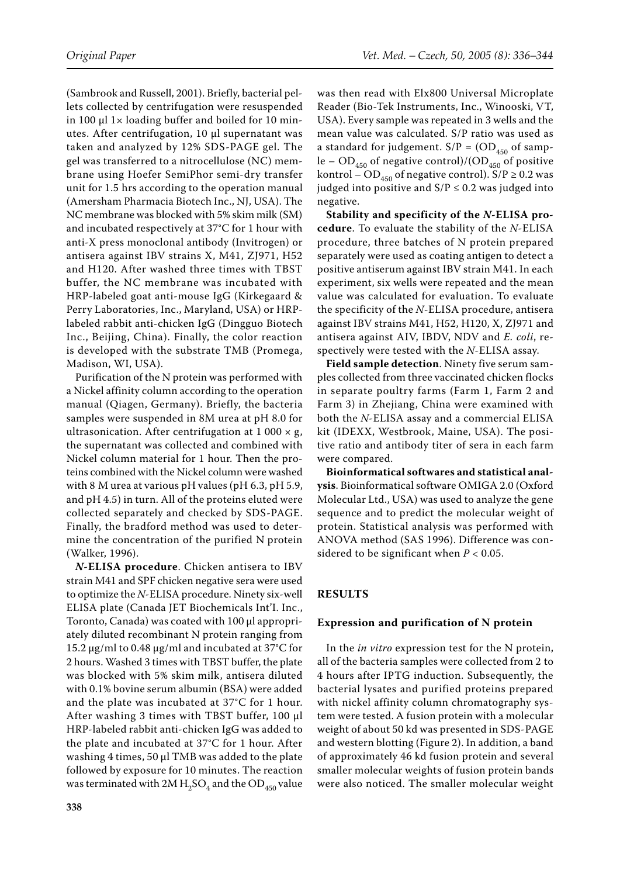(Sambrook and Russell, 2001). Briefly, bacterial pellets collected by centrifugation were resuspended in 100 µl 1× loading buffer and boiled for 10 minutes. After centrifugation, 10 µl supernatant was taken and analyzed by 12% SDS-PAGE gel. The gel was transferred to a nitrocellulose (NC) membrane using Hoefer SemiPhor semi-dry transfer unit for 1.5 hrs according to the operation manual (Amersham Pharmacia Biotech Inc., NJ, USA). The NC membrane was blocked with 5% skim milk (SM) and incubated respectively at 37°C for 1 hour with anti-X press monoclonal antibody (Invitrogen) or antisera against IBV strains X, M41, ZJ971, H52 and H120. After washed three times with TBST buffer, the NC membrane was incubated with HRP-labeled goat anti-mouse IgG (Kirkegaard & Perry Laboratories, Inc., Maryland, USA) or HRP-labeled rabbit anti-chicken IgG (Dingguo Biotech Inc., Beijing, China). Finally, the color reaction is developed with the substrate TMB (Promega, Madison, WI, USA).

Purification of the N protein was performed with a Nickel affinity column according to the operation manual (Qiagen, Germany). Briefly, the bacteria samples were suspended in 8M urea at pH 8.0 for ultrasonication. After centrifugation at 1 000 × g, the supernatant was collected and combined with Nickel column material for 1 hour. Then the proteins combined with the Nickel column were washed with 8 M urea at various pH values (pH 6.3, pH 5.9, and pH 4.5) in turn. All of the proteins eluted were collected separately and checked by SDS-PAGE. Finally, the bradford method was used to determine the concentration of the purified N protein (Walker, 1996).

***N*-ELISA procedure**. Chicken antisera to IBV strain M41 and SPF chicken negative sera were used to optimize the *N*-ELISA procedure. Ninety six-well ELISA plate (Canada JET Biochemicals Int'I. Inc., Toronto, Canada) was coated with 100 µl appropriately diluted recombinant N protein ranging from 15.2 µg/ml to 0.48 µg/ml and incubated at 37°C for 2 hours. Washed 3 times with TBST buffer, the plate was blocked with 5% skim milk, antisera diluted with 0.1% bovine serum albumin (BSA) were added and the plate was incubated at 37°C for 1 hour. After washing 3 times with TBST buffer, 100 µl HRP-labeled rabbit anti-chicken IgG was added to the plate and incubated at 37°C for 1 hour. After washing 4 times, 50 µl TMB was added to the plate followed by exposure for 10 minutes. The reaction was terminated with 2M $H_2SO_4$ and the $OD_{450}$ value was then read with Elx800 Universal Microplate Reader (Bio-Tek Instruments, Inc., Winooski, VT, USA). Every sample was repeated in 3 wells and the mean value was calculated. S/P ratio was used as a standard for judgement. S/P = ($OD_{450}$ of sample – $OD_{450}$ of negative control)/($OD_{450}$ of positive kontrol – $OD_{450}$ of negative control). S/P ≥ 0.2 was judged into positive and S/P ≤ 0.2 was judged into negative.

**Stability and specificity of the *N*-ELISA procedure**. To evaluate the stability of the *N*-ELISA procedure, three batches of N protein prepared separately were used as coating antigen to detect a positive antiserum against IBV strain M41. In each experiment, six wells were repeated and the mean value was calculated for evaluation. To evaluate the specificity of the *N*-ELISA procedure, antisera against IBV strains M41, H52, H120, X, ZJ971 and antisera against AIV, IBDV, NDV and *E. coli*, respectively were tested with the *N*-ELISA assay.

**Field sample detection**. Ninety five serum samples collected from three vaccinated chicken flocks in separate poultry farms (Farm 1, Farm 2 and Farm 3) in Zhejiang, China were examined with both the *N*-ELISA assay and a commercial ELISA kit (IDEXX, Westbrook, Maine, USA). The positive ratio and antibody titer of sera in each farm were compared.

**Bioinformatical softwares and statistical analysis**. Bioinformatical software OMIGA 2.0 (Oxford Molecular Ltd., USA) was used to analyze the gene sequence and to predict the molecular weight of protein. Statistical analysis was performed with ANOVA method (SAS 1996). Difference was considered to be significant when $P < 0.05$.

## RESULTS

### Expression and purification of N protein

In the *in vitro* expression test for the N protein, all of the bacteria samples were collected from 2 to 4 hours after IPTG induction. Subsequently, the bacterial lysates and purified proteins prepared with nickel affinity column chromatography system were tested. A fusion protein with a molecular weight of about 50 kd was presented in SDS-PAGE and western blotting (Figure 2). In addition, a band of approximately 46 kd fusion protein and several smaller molecular weights of fusion protein bands were also noticed. The smaller molecular weight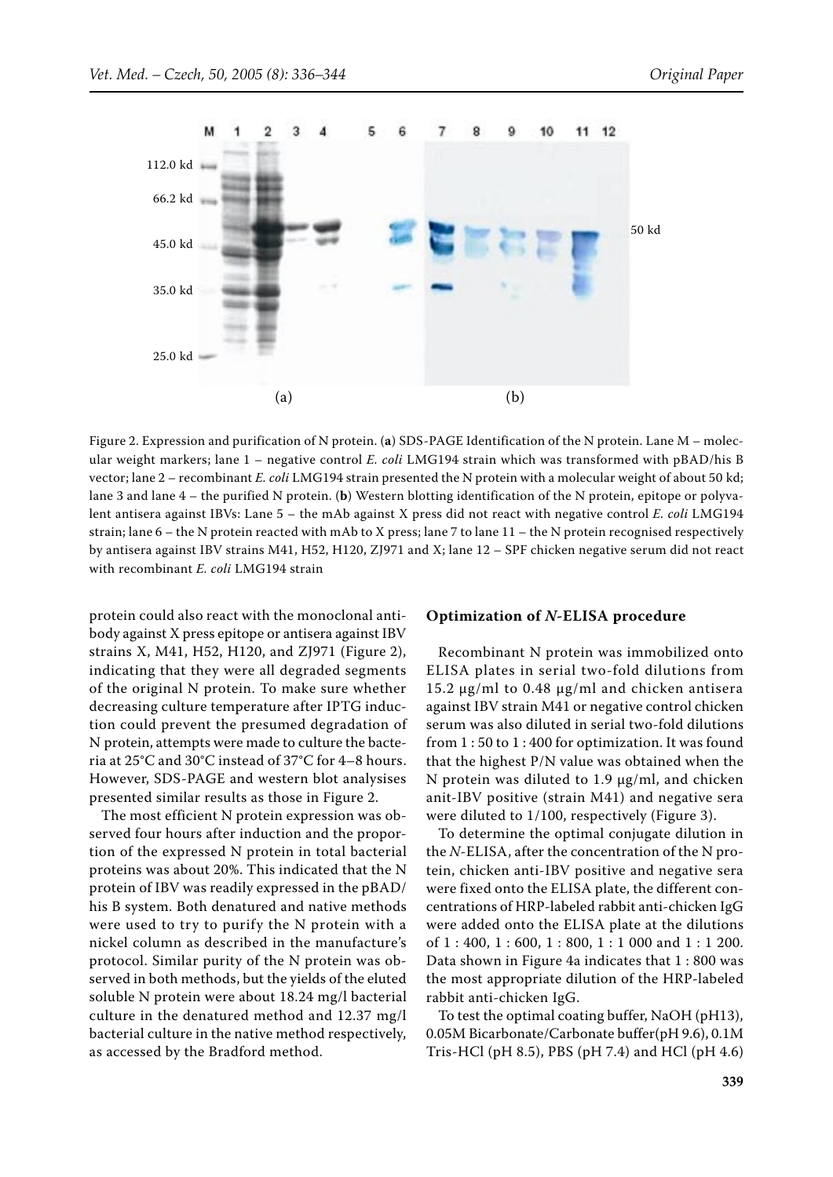Figure 2. Expression and purification of N protein. (**a**) SDS-PAGE Identification of the N protein. Lane M – molecular weight markers; lane 1 – negative control *E. coli* LMG194 strain which was transformed with pBAD/his B vector; lane 2 – recombinant *E. coli* LMG194 strain presented the N protein with a molecular weight of about 50 kd; lane 3 and lane 4 – the purified N protein. (**b**) Western blotting identification of the N protein, epitope or polyvalent antisera against IBVs: Lane 5 – the mAb against X press did not react with negative control *E. coli* LMG194 strain; lane 6 – the N protein reacted with mAb to X press; lane 7 to lane 11 – the N protein recognised respectively by antisera against IBV strains M41, H52, H120, ZJ971 and X; lane 12 – SPF chicken negative serum did not react with recombinant *E. coli* LMG194 strain

protein could also react with the monoclonal antibody against X press epitope or antisera against IBV strains X, M41, H52, H120, and ZJ971 (Figure 2), indicating that they were all degraded segments of the original N protein. To make sure whether decreasing culture temperature after IPTG induction could prevent the presumed degradation of N protein, attempts were made to culture the bacteria at 25°C and 30°C instead of 37°C for 4–8 hours. However, SDS-PAGE and western blot analysises presented similar results as those in Figure 2.

The most efficient N protein expression was observed four hours after induction and the proportion of the expressed N protein in total bacterial proteins was about 20%. This indicated that the N protein of IBV was readily expressed in the pBAD/his B system. Both denatured and native methods were used to try to purify the N protein with a nickel column as described in the manufacture's protocol. Similar purity of the N protein was observed in both methods, but the yields of the eluted soluble N protein were about 18.24 mg/l bacterial culture in the denatured method and 12.37 mg/l bacterial culture in the native method respectively, as accessed by the Bradford method.

### Optimization of *N*-ELISA procedure

Recombinant N protein was immobilized onto ELISA plates in serial two-fold dilutions from 15.2 μg/ml to 0.48 μg/ml and chicken antisera against IBV strain M41 or negative control chicken serum was also diluted in serial two-fold dilutions from 1 : 50 to 1 : 400 for optimization. It was found that the highest P/N value was obtained when the N protein was diluted to 1.9 μg/ml, and chicken anit-IBV positive (strain M41) and negative sera were diluted to 1/100, respectively (Figure 3).

To determine the optimal conjugate dilution in the *N*-ELISA, after the concentration of the N protein, chicken anti-IBV positive and negative sera were fixed onto the ELISA plate, the different concentrations of HRP-labeled rabbit anti-chicken IgG were added onto the ELISA plate at the dilutions of 1 : 400, 1 : 600, 1 : 800, 1 : 1 000 and 1 : 1 200. Data shown in Figure 4a indicates that 1 : 800 was the most appropriate dilution of the HRP-labeled rabbit anti-chicken IgG.

To test the optimal coating buffer, NaOH (pH13), 0.05M Bicarbonate/Carbonate buffer(pH 9.6), 0.1M Tris-HCl (pH 8.5), PBS (pH 7.4) and HCl (pH 4.6)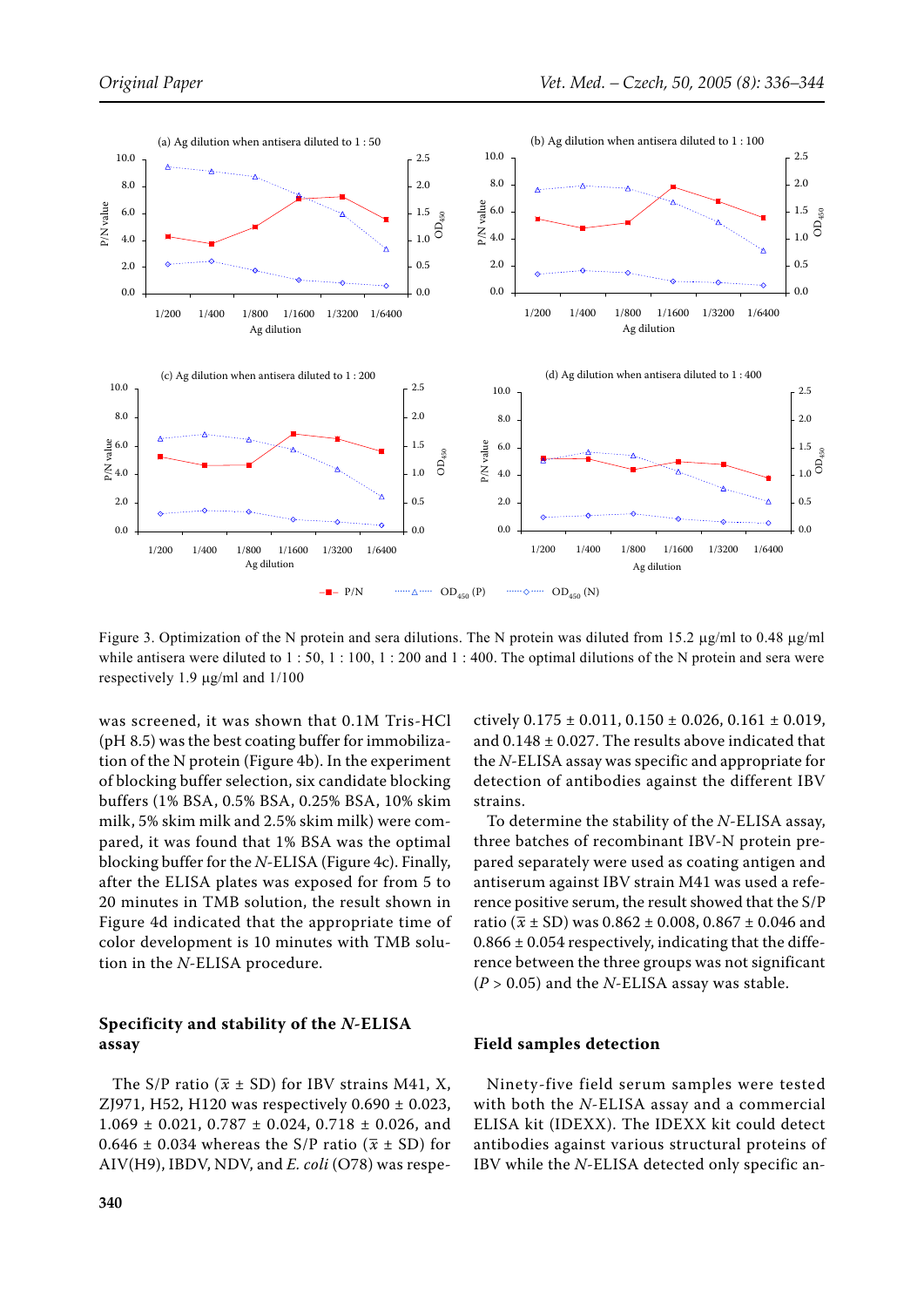Figure 3. Optimization of the N protein and sera dilutions. The N protein was diluted from 15.2 μg/ml to 0.48 μg/ml while antisera were diluted to 1 : 50, 1 : 100, 1 : 200 and 1 : 400. The optimal dilutions of the N protein and sera were respectively 1.9 μg/ml and 1/100

was screened, it was shown that 0.1M Tris-HCl (pH 8.5) was the best coating buffer for immobilization of the N protein (Figure 4b). In the experiment of blocking buffer selection, six candidate blocking buffers (1% BSA, 0.5% BSA, 0.25% BSA, 10% skim milk, 5% skim milk and 2.5% skim milk) were compared, it was found that 1% BSA was the optimal blocking buffer for the *N*-ELISA (Figure 4c). Finally, after the ELISA plates was exposed for from 5 to 20 minutes in TMB solution, the result shown in Figure 4d indicated that the appropriate time of color development is 10 minutes with TMB solution in the *N*-ELISA procedure.

## Specificity and stability of the *N*-ELISA assay

The S/P ratio ($\bar{x} \pm$ SD) for IBV strains M41, X, ZJ971, H52, H120 was respectively 0.690 ± 0.023, 1.069 ± 0.021, 0.787 ± 0.024, 0.718 ± 0.026, and 0.646 ± 0.034 whereas the S/P ratio ($\bar{x} \pm$ SD) for AIV(H9), IBDV, NDV, and *E. coli* (O78) was respectively 0.175 ± 0.011, 0.150 ± 0.026, 0.161 ± 0.019, and 0.148 ± 0.027. The results above indicated that the *N*-ELISA assay was specific and appropriate for detection of antibodies against the different IBV strains.

To determine the stability of the *N*-ELISA assay, three batches of recombinant IBV-N protein prepared separately were used as coating antigen and antiserum against IBV strain M41 was used a reference positive serum, the result showed that the S/P ratio ($\bar{x} \pm$ SD) was 0.862 ± 0.008, 0.867 ± 0.046 and 0.866 ± 0.054 respectively, indicating that the difference between the three groups was not significant ($P > 0.05$) and the *N*-ELISA assay was stable.

## Field samples detection

Ninety-five field serum samples were tested with both the *N*-ELISA assay and a commercial ELISA kit (IDEXX). The IDEXX kit could detect antibodies against various structural proteins of IBV while the *N*-ELISA detected only specific an-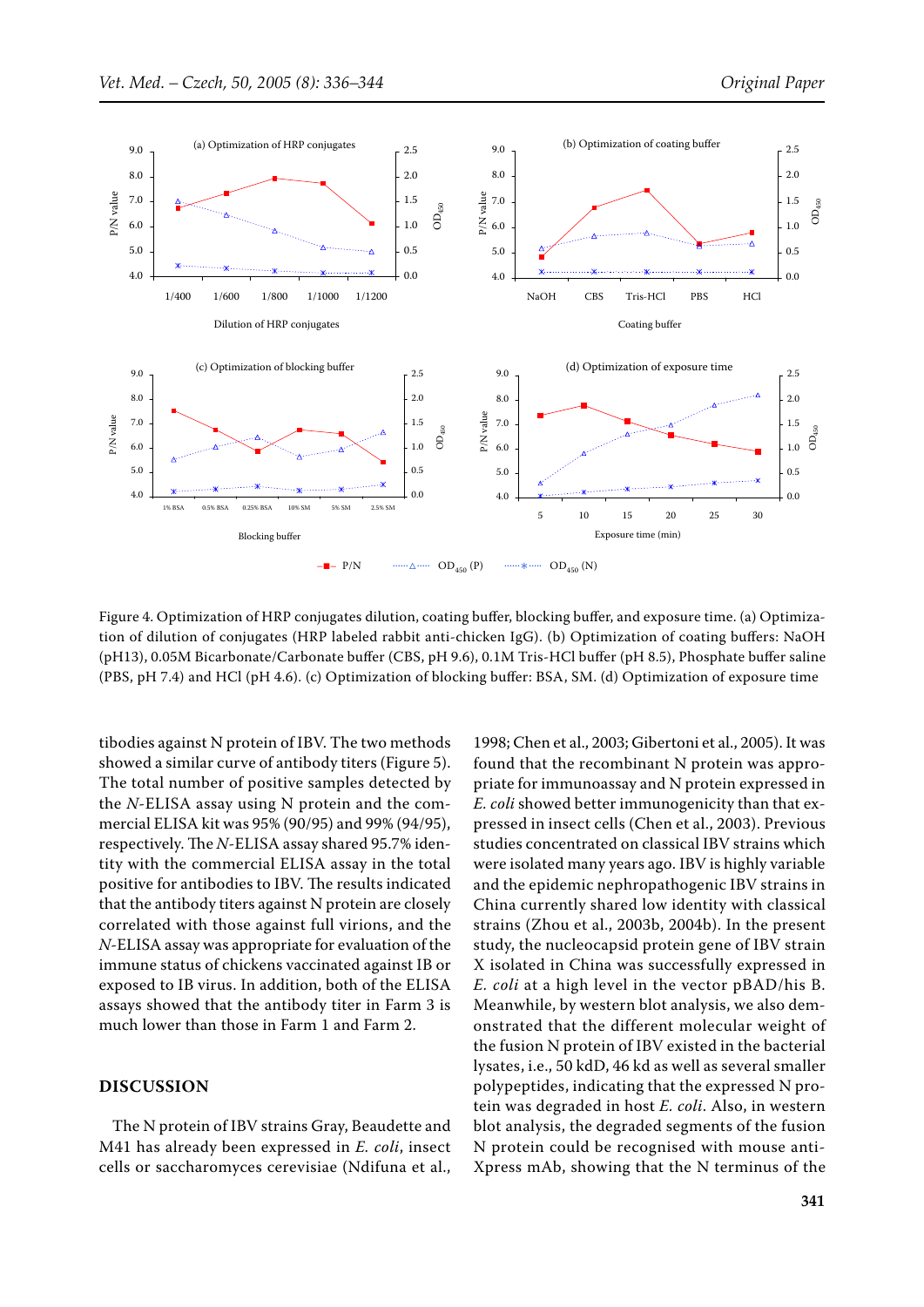Figure 4. Optimization of HRP conjugates dilution, coating buffer, blocking buffer, and exposure time. (a) Optimization of dilution of conjugates (HRP labeled rabbit anti-chicken IgG). (b) Optimization of coating buffers: NaOH (pH13), 0.05M Bicarbonate/Carbonate buffer (CBS, pH 9.6), 0.1M Tris-HCl buffer (pH 8.5), Phosphate buffer saline (PBS, pH 7.4) and HCl (pH 4.6). (c) Optimization of blocking buffer: BSA, SM. (d) Optimization of exposure time

tibodies against N protein of IBV. The two methods showed a similar curve of antibody titers (Figure 5). The total number of positive samples detected by the *N*-ELISA assay using N protein and the commercial ELISA kit was 95% (90/95) and 99% (94/95), respectively. The *N*-ELISA assay shared 95.7% identity with the commercial ELISA assay in the total positive for antibodies to IBV. The results indicated that the antibody titers against N protein are closely correlated with those against full virions, and the *N*-ELISA assay was appropriate for evaluation of the immune status of chickens vaccinated against IB or exposed to IB virus. In addition, both of the ELISA assays showed that the antibody titer in Farm 3 is much lower than those in Farm 1 and Farm 2.

## DISCUSSION

The N protein of IBV strains Gray, Beaudette and M41 has already been expressed in *E. coli*, insect cells or saccharomyces cerevisiae (Ndifuna et al., 1998; Chen et al., 2003; Gibertoni et al., 2005). It was found that the recombinant N protein was appropriate for immunoassay and N protein expressed in *E. coli* showed better immunogenicity than that expressed in insect cells (Chen et al., 2003). Previous studies concentrated on classical IBV strains which were isolated many years ago. IBV is highly variable and the epidemic nephropathogenic IBV strains in China currently shared low identity with classical strains (Zhou et al., 2003b, 2004b). In the present study, the nucleocapsid protein gene of IBV strain X isolated in China was successfully expressed in *E. coli* at a high level in the vector pBAD/his B. Meanwhile, by western blot analysis, we also demonstrated that the different molecular weight of the fusion N protein of IBV existed in the bacterial lysates, i.e., 50 kD, 46 kd as well as several smaller polypeptides, indicating that the expressed N protein was degraded in host *E. coli*. Also, in western blot analysis, the degraded segments of the fusion N protein could be recognised with mouse anti-Xpress mAb, showing that the N terminus of the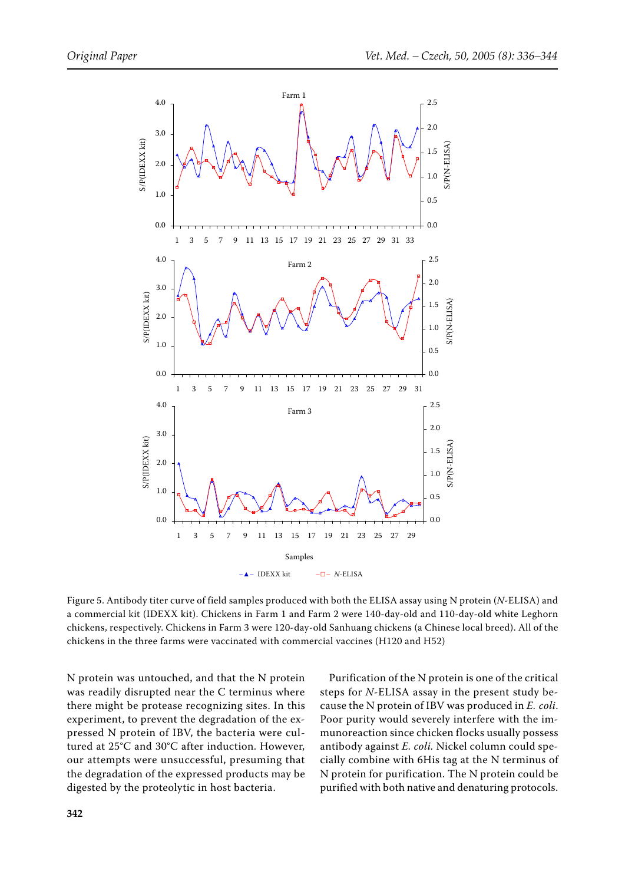Figure 5. Antibody titer curve of field samples produced with both the ELISA assay using N protein (*N*-ELISA) and a commercial kit (IDEXX kit). Chickens in Farm 1 and Farm 2 were 140-day-old and 110-day-old white Leghorn chickens, respectively. Chickens in Farm 3 were 120-day-old Sanhuang chickens (a Chinese local breed). All of the chickens in the three farms were vaccinated with commercial vaccines (H120 and H52)

N protein was untouched, and that the N protein was readily disrupted near the C terminus where there might be protease recognizing sites. In this experiment, to prevent the degradation of the expressed N protein of IBV, the bacteria were cultured at 25°C and 30°C after induction. However, our attempts were unsuccessful, presuming that the degradation of the expressed products may be digested by the proteolytic in host bacteria.

Purification of the N protein is one of the critical steps for *N*-ELISA assay in the present study because the N protein of IBV was produced in *E. coli*. Poor purity would severely interfere with the immunoreaction since chicken flocks usually possess antibody against *E. coli.* Nickel column could specially combine with 6His tag at the N terminus of N protein for purification. The N protein could be purified with both native and denaturing protocols.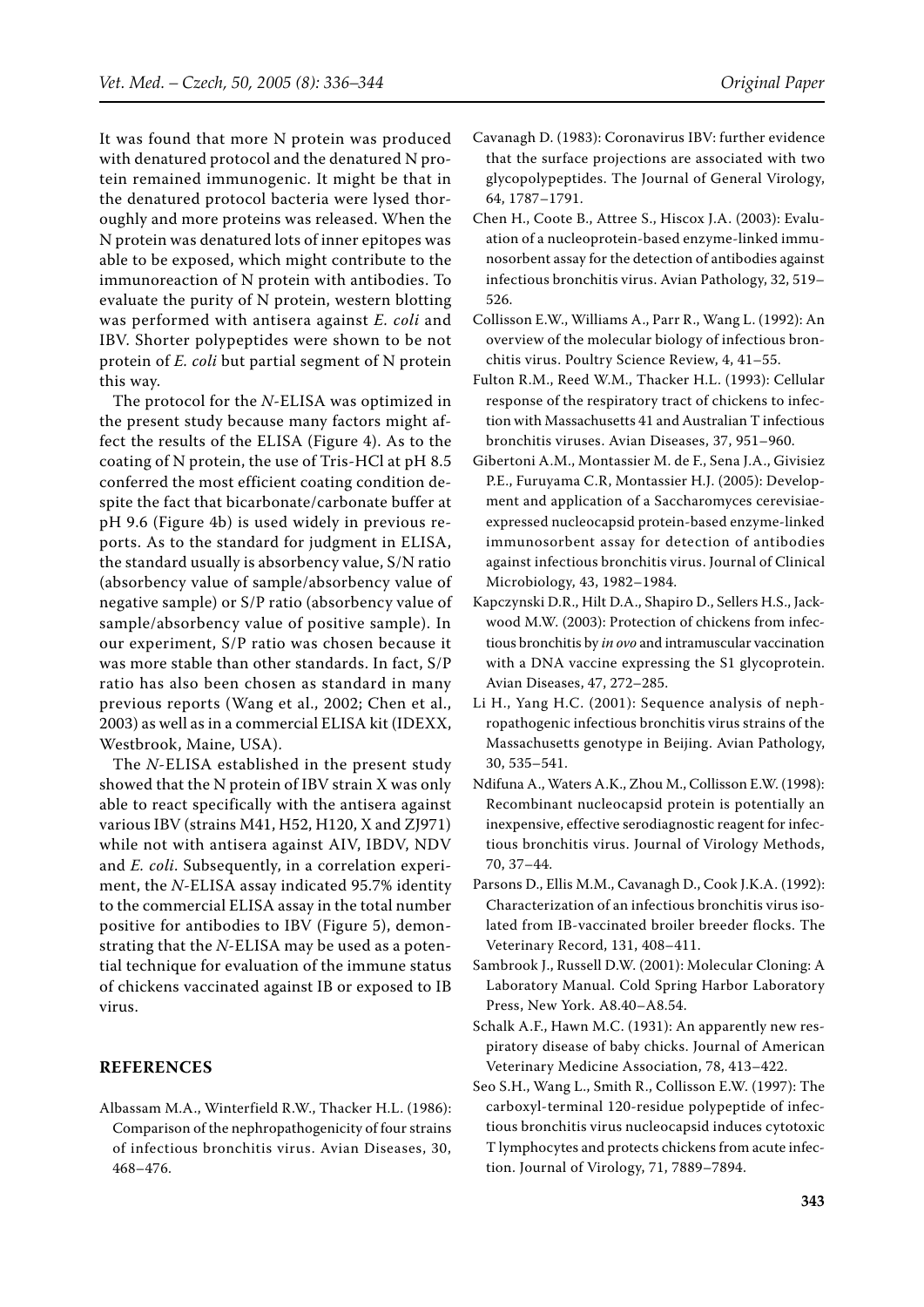It was found that more N protein was produced with denatured protocol and the denatured N protein remained immunogenic. It might be that in the denatured protocol bacteria were lysed thoroughly and more proteins was released. When the N protein was denatured lots of inner epitopes was able to be exposed, which might contribute to the immunoreaction of N protein with antibodies. To evaluate the purity of N protein, western blotting was performed with antisera against *E. coli* and IBV. Shorter polypeptides were shown to be not protein of *E. coli* but partial segment of N protein this way.

The protocol for the *N*-ELISA was optimized in the present study because many factors might affect the results of the ELISA (Figure 4). As to the coating of N protein, the use of Tris-HCl at pH 8.5 conferred the most efficient coating condition despite the fact that bicarbonate/carbonate buffer at pH 9.6 (Figure 4b) is used widely in previous reports. As to the standard for judgment in ELISA, the standard usually is absorbency value, S/N ratio (absorbency value of sample/absorbency value of negative sample) or S/P ratio (absorbency value of sample/absorbency value of positive sample). In our experiment, S/P ratio was chosen because it was more stable than other standards. In fact, S/P ratio has also been chosen as standard in many previous reports (Wang et al., 2002; Chen et al., 2003) as well as in a commercial ELISA kit (IDEXX, Westbrook, Maine, USA).

The *N*-ELISA established in the present study showed that the N protein of IBV strain X was only able to react specifically with the antisera against various IBV (strains M41, H52, H120, X and ZJ971) while not with antisera against AIV, IBDV, NDV and *E. coli*. Subsequently, in a correlation experiment, the *N*-ELISA assay indicated 95.7% identity to the commercial ELISA assay in the total number positive for antibodies to IBV (Figure 5), demonstrating that the *N*-ELISA may be used as a potential technique for evaluation of the immune status of chickens vaccinated against IB or exposed to IB virus.

## REFERENCES

Albassam M.A., Winterfield R.W., Thacker H.L. (1986): Comparison of the nephropathogenicity of four strains of infectious bronchitis virus. Avian Diseases, 30, 468–476.

Cavanagh D. (1983): Coronavirus IBV: further evidence that the surface projections are associated with two glycopolypeptides. The Journal of General Virology, 64, 1787–1791.

Chen H., Coote B., Attree S., Hiscox J.A. (2003): Evaluation of a nucleoprotein-based enzyme-linked immunosorbent assay for the detection of antibodies against infectious bronchitis virus. Avian Pathology, 32, 519–526.

Collisson E.W., Williams A., Parr R., Wang L. (1992): An overview of the molecular biology of infectious bronchitis virus. Poultry Science Review, 4, 41–55.

Fulton R.M., Reed W.M., Thacker H.L. (1993): Cellular response of the respiratory tract of chickens to infection with Massachusetts 41 and Australian T infectious bronchitis viruses. Avian Diseases, 37, 951–960.

Gibertoni A.M., Montassier M. de F., Sena J.A., Givisiez P.E., Furuyama C.R, Montassier H.J. (2005): Development and application of a Saccharomyces cerevisiae-expressed nucleocapsid protein-based enzyme-linked immunosorbent assay for detection of antibodies against infectious bronchitis virus. Journal of Clinical Microbiology, 43, 1982–1984.

Kapczynski D.R., Hilt D.A., Shapiro D., Sellers H.S., Jackwood M.W. (2003): Protection of chickens from infectious bronchitis by *in ovo* and intramuscular vaccination with a DNA vaccine expressing the S1 glycoprotein. Avian Diseases, 47, 272–285.

Li H., Yang H.C. (2001): Sequence analysis of nephropathogenic infectious bronchitis virus strains of the Massachusetts genotype in Beijing. Avian Pathology, 30, 535–541.

Ndifuna A., Waters A.K., Zhou M., Collisson E.W. (1998): Recombinant nucleocapsid protein is potentially an inexpensive, effective serodiagnostic reagent for infectious bronchitis virus. Journal of Virology Methods, 70, 37–44.

Parsons D., Ellis M.M., Cavanagh D., Cook J.K.A. (1992): Characterization of an infectious bronchitis virus isolated from IB-vaccinated broiler breeder flocks. The Veterinary Record, 131, 408–411.

Sambrook J., Russell D.W. (2001): Molecular Cloning: A Laboratory Manual. Cold Spring Harbor Laboratory Press, New York. A8.40–A8.54.

Schalk A.F., Hawn M.C. (1931): An apparently new respiratory disease of baby chicks. Journal of American Veterinary Medicine Association, 78, 413–422.

Seo S.H., Wang L., Smith R., Collisson E.W. (1997): The carboxyl-terminal 120-residue polypeptide of infectious bronchitis virus nucleocapsid induces cytotoxic T lymphocytes and protects chickens from acute infection. Journal of Virology, 71, 7889–7894.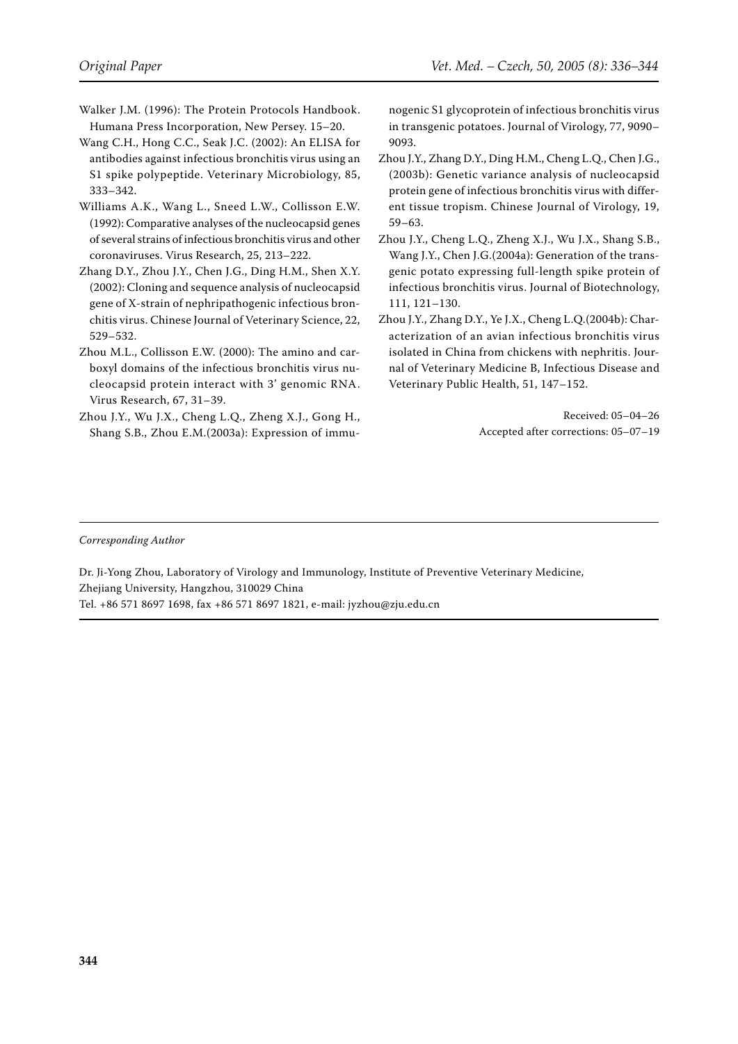Walker J.M. (1996): The Protein Protocols Handbook. Humana Press Incorporation, New Persey. 15–20.

Wang C.H., Hong C.C., Seak J.C. (2002): An ELISA for antibodies against infectious bronchitis virus using an S1 spike polypeptide. Veterinary Microbiology, 85, 333–342.

Williams A.K., Wang L., Sneed L.W., Collisson E.W. (1992): Comparative analyses of the nucleocapsid genes of several strains of infectious bronchitis virus and other coronaviruses. Virus Research, 25, 213–222.

Zhang D.Y., Zhou J.Y., Chen J.G., Ding H.M., Shen X.Y. (2002): Cloning and sequence analysis of nucleocapsid gene of X-strain of nephripathogenic infectious bronchitis virus. Chinese Journal of Veterinary Science, 22, 529–532.

Zhou M.L., Collisson E.W. (2000): The amino and carboxyl domains of the infectious bronchitis virus nucleocapsid protein interact with 3' genomic RNA. Virus Research, 67, 31–39.

Zhou J.Y., Wu J.X., Cheng L.Q., Zheng X.J., Gong H., Shang S.B., Zhou E.M.(2003a): Expression of immunogenic S1 glycoprotein of infectious bronchitis virus in transgenic potatoes. Journal of Virology, 77, 9090–9093.

Zhou J.Y., Zhang D.Y., Ding H.M., Cheng L.Q., Chen J.G., (2003b): Genetic variance analysis of nucleocapsid protein gene of infectious bronchitis virus with different tissue tropism. Chinese Journal of Virology, 19, 59–63.

Zhou J.Y., Cheng L.Q., Zheng X.J., Wu J.X., Shang S.B., Wang J.Y., Chen J.G.(2004a): Generation of the transgenic potato expressing full-length spike protein of infectious bronchitis virus. Journal of Biotechnology, 111, 121–130.

Zhou J.Y., Zhang D.Y., Ye J.X., Cheng L.Q.(2004b): Characterization of an avian infectious bronchitis virus isolated in China from chickens with nephritis. Journal of Veterinary Medicine B, Infectious Disease and Veterinary Public Health, 51, 147–152.

Received: 05–04–26
Accepted after corrections: 05–07–19

*Corresponding Author*

Dr. Ji-Yong Zhou, Laboratory of Virology and Immunology, Institute of Preventive Veterinary Medicine, Zhejiang University, Hangzhou, 310029 China
Tel. +86 571 8697 1698, fax +86 571 8697 1821, e-mail: jyzhou@zju.edu.cn